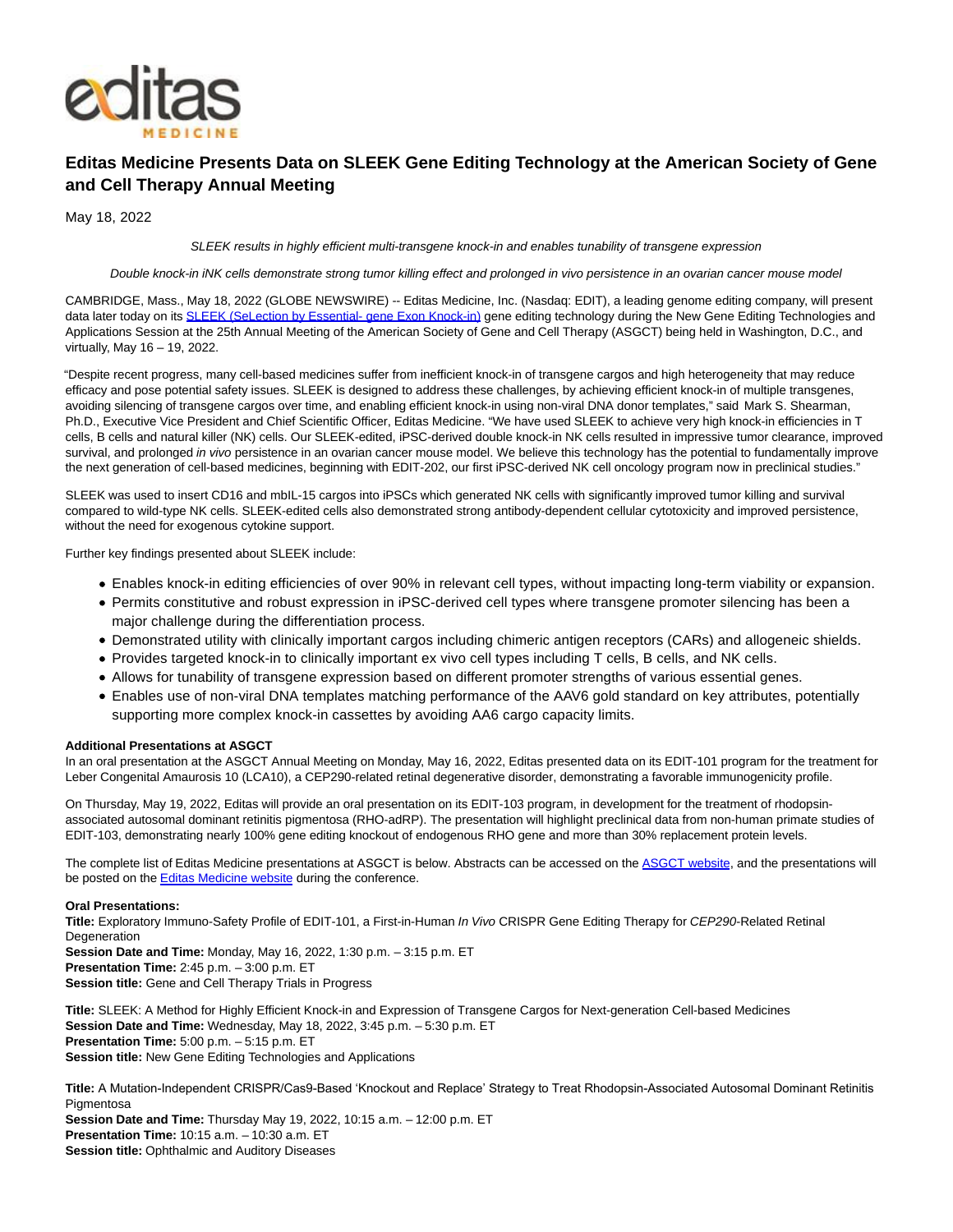# Editas Medicine Presents Data on SLEEK Gene Editing Technology at the American Society of Gene and Cell Therapy Annual Meeting

May 18, 2022

*SLEEK results in highly efficient multi-transgene knock-in and enables tunability of transgene expression*

*Double knock-in iNK cells demonstrate strong tumor killing effect and prolonged in vivo persistence in an ovarian cancer mouse model*

CAMBRIDGE, Mass., May 18, 2022 (GLOBE NEWSWIRE) -- Editas Medicine, Inc. (Nasdaq: EDIT), a leading genome editing company, will present data later today on its SLEEK (SeLection by Essential- gene Exon Knock-in) gene editing technology during the New Gene Editing Technologies and Applications Session at the 25th Annual Meeting of the American Society of Gene and Cell Therapy (ASGCT) being held in Washington, D.C., and virtually, May 16 – 19, 2022.

"Despite recent progress, many cell-based medicines suffer from inefficient knock-in of transgene cargos and high heterogeneity that may reduce efficacy and pose potential safety issues. SLEEK is designed to address these challenges, by achieving efficient knock-in of multiple transgenes, avoiding silencing of transgene cargos over time, and enabling efficient knock-in using non-viral DNA donor templates," said Mark S. Shearman, Ph.D., Executive Vice President and Chief Scientific Officer, Editas Medicine. "We have used SLEEK to achieve very high knock-in efficiencies in T cells, B cells and natural killer (NK) cells. Our SLEEK-edited, iPSC-derived double knock-in NK cells resulted in impressive tumor clearance, improved survival, and prolonged *in vivo* persistence in an ovarian cancer mouse model. We believe this technology has the potential to fundamentally improve the next generation of cell-based medicines, beginning with EDIT-202, our first iPSC-derived NK cell oncology program now in preclinical studies."

SLEEK was used to insert CD16 and mbIL-15 cargos into iPSCs which generated NK cells with significantly improved tumor killing and survival compared to wild-type NK cells. SLEEK-edited cells also demonstrated strong antibody-dependent cellular cytotoxicity and improved persistence, without the need for exogenous cytokine support.

Further key findings presented about SLEEK include:

- Enables knock-in editing efficiencies of over 90% in relevant cell types, without impacting long-term viability or expansion.
- Permits constitutive and robust expression in iPSC-derived cell types where transgene promoter silencing has been a major challenge during the differentiation process.
- Demonstrated utility with clinically important cargos including chimeric antigen receptors (CARs) and allogeneic shields.
- Provides targeted knock-in to clinically important ex vivo cell types including T cells, B cells, and NK cells.
- Allows for tunability of transgene expression based on different promoter strengths of various essential genes.
- Enables use of non-viral DNA templates matching performance of the AAV6 gold standard on key attributes, potentially supporting more complex knock-in cassettes by avoiding AA6 cargo capacity limits.

**Additional Presentations at ASGCT**

In an oral presentation at the ASGCT Annual Meeting on Monday, May 16, 2022, Editas presented data on its EDIT-101 program for the treatment for Leber Congenital Amaurosis 10 (LCA10), a CEP290-related retinal degenerative disorder, demonstrating a favorable immunogenicity profile.

On Thursday, May 19, 2022, Editas will provide an oral presentation on its EDIT-103 program, in development for the treatment of rhodopsin-associated autosomal dominant retinitis pigmentosa (RHO-adRP). The presentation will highlight preclinical data from non-human primate studies of EDIT-103, demonstrating nearly 100% gene editing knockout of endogenous RHO gene and more than 30% replacement protein levels.

The complete list of Editas Medicine presentations at ASGCT is below. Abstracts can be accessed on the ASGCT website, and the presentations will be posted on the Editas Medicine website during the conference.

**Oral Presentations:**

**Title:** Exploratory Immuno-Safety Profile of EDIT-101, a First-in-Human *In Vivo* CRISPR Gene Editing Therapy for *CEP290*-Related Retinal Degeneration
**Session Date and Time:** Monday, May 16, 2022, 1:30 p.m. – 3:15 p.m. ET
**Presentation Time:** 2:45 p.m. – 3:00 p.m. ET
**Session title:** Gene and Cell Therapy Trials in Progress

**Title:** SLEEK: A Method for Highly Efficient Knock-in and Expression of Transgene Cargos for Next-generation Cell-based Medicines
**Session Date and Time:** Wednesday, May 18, 2022, 3:45 p.m. – 5:30 p.m. ET
**Presentation Time:** 5:00 p.m. – 5:15 p.m. ET
**Session title:** New Gene Editing Technologies and Applications

**Title:** A Mutation-Independent CRISPR/Cas9-Based 'Knockout and Replace' Strategy to Treat Rhodopsin-Associated Autosomal Dominant Retinitis Pigmentosa
**Session Date and Time:** Thursday May 19, 2022, 10:15 a.m. – 12:00 p.m. ET
**Presentation Time:** 10:15 a.m. – 10:30 a.m. ET
**Session title:** Ophthalmic and Auditory Diseases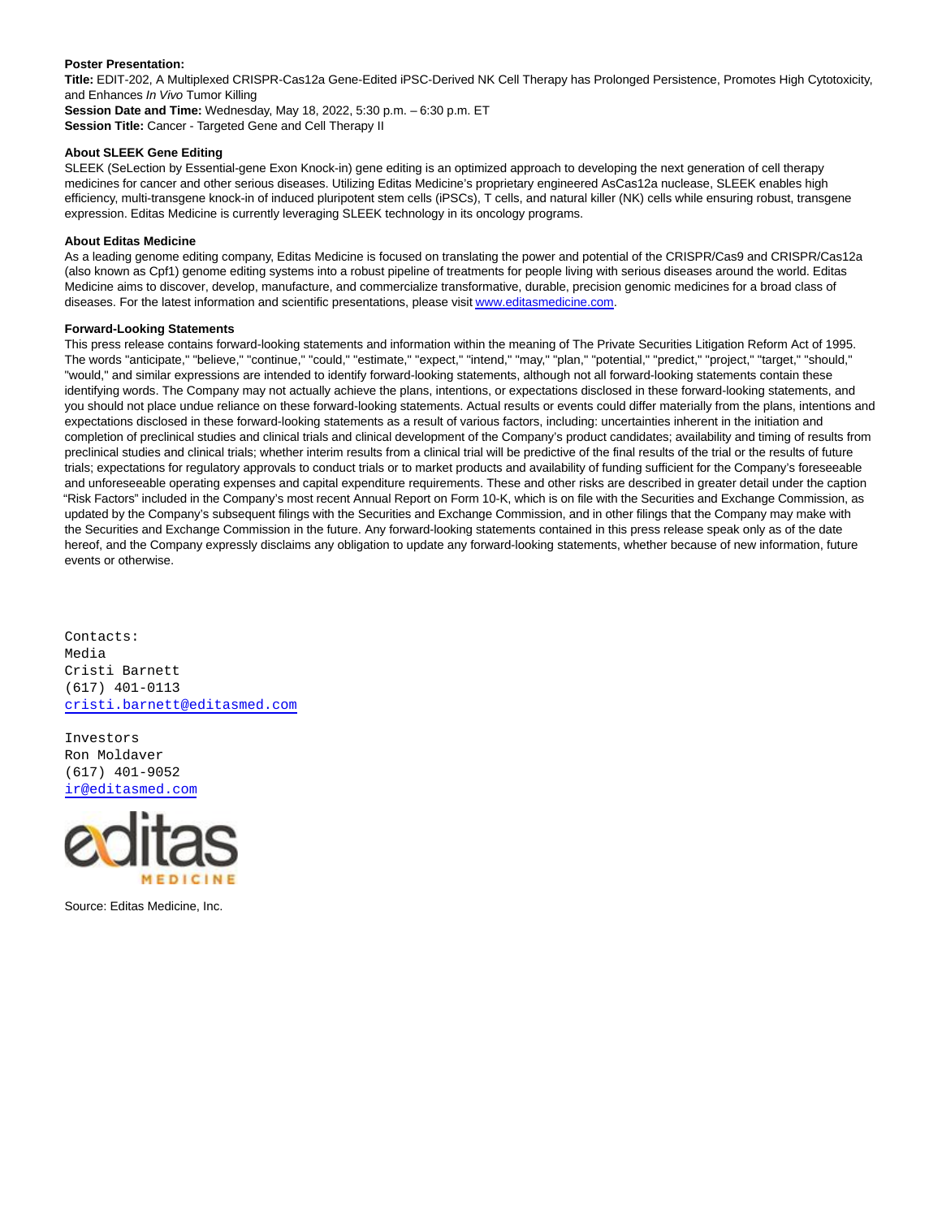**Poster Presentation:**
**Title:** EDIT-202, A Multiplexed CRISPR-Cas12a Gene-Edited iPSC-Derived NK Cell Therapy has Prolonged Persistence, Promotes High Cytotoxicity, and Enhances *In Vivo* Tumor Killing
**Session Date and Time:** Wednesday, May 18, 2022, 5:30 p.m. – 6:30 p.m. ET
**Session Title:** Cancer - Targeted Gene and Cell Therapy II

**About SLEEK Gene Editing**

SLEEK (SeLection by Essential-gene Exon Knock-in) gene editing is an optimized approach to developing the next generation of cell therapy medicines for cancer and other serious diseases. Utilizing Editas Medicine's proprietary engineered AsCas12a nuclease, SLEEK enables high efficiency, multi-transgene knock-in of induced pluripotent stem cells (iPSCs), T cells, and natural killer (NK) cells while ensuring robust, transgene expression. Editas Medicine is currently leveraging SLEEK technology in its oncology programs.

**About Editas Medicine**

As a leading genome editing company, Editas Medicine is focused on translating the power and potential of the CRISPR/Cas9 and CRISPR/Cas12a (also known as Cpf1) genome editing systems into a robust pipeline of treatments for people living with serious diseases around the world. Editas Medicine aims to discover, develop, manufacture, and commercialize transformative, durable, precision genomic medicines for a broad class of diseases. For the latest information and scientific presentations, please visit www.editasmedicine.com.

**Forward-Looking Statements**

This press release contains forward-looking statements and information within the meaning of The Private Securities Litigation Reform Act of 1995. The words "anticipate," "believe," "continue," "could," "estimate," "expect," "intend," "may," "plan," "potential," "predict," "project," "target," "should," "would," and similar expressions are intended to identify forward-looking statements, although not all forward-looking statements contain these identifying words. The Company may not actually achieve the plans, intentions, or expectations disclosed in these forward-looking statements, and you should not place undue reliance on these forward-looking statements. Actual results or events could differ materially from the plans, intentions and expectations disclosed in these forward-looking statements as a result of various factors, including: uncertainties inherent in the initiation and completion of preclinical studies and clinical trials and clinical development of the Company's product candidates; availability and timing of results from preclinical studies and clinical trials; whether interim results from a clinical trial will be predictive of the final results of the trial or the results of future trials; expectations for regulatory approvals to conduct trials or to market products and availability of funding sufficient for the Company's foreseeable and unforeseeable operating expenses and capital expenditure requirements. These and other risks are described in greater detail under the caption "Risk Factors" included in the Company's most recent Annual Report on Form 10-K, which is on file with the Securities and Exchange Commission, as updated by the Company's subsequent filings with the Securities and Exchange Commission, and in other filings that the Company may make with the Securities and Exchange Commission in the future. Any forward-looking statements contained in this press release speak only as of the date hereof, and the Company expressly disclaims any obligation to update any forward-looking statements, whether because of new information, future events or otherwise.

Contacts:
Media
Cristi Barnett
(617) 401-0113
cristi.barnett@editasmed.com

Investors
Ron Moldaver
(617) 401-9052
ir@editasmed.com

editas MEDICINE

Source: Editas Medicine, Inc.